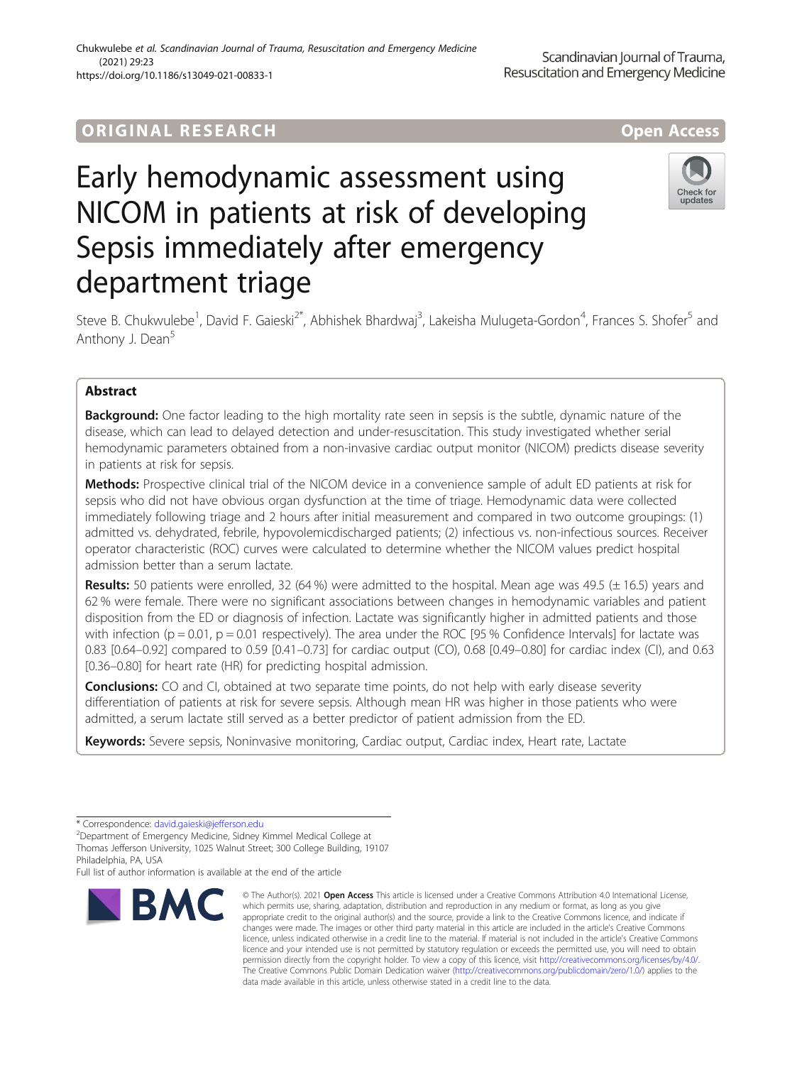ORIGINAL RESEARCH

Open Access

# Early hemodynamic assessment using NICOM in patients at risk of developing Sepsis immediately after emergency department triage

Steve B. Chukwulebe[1], David F. Gaieski[2*], Abhishek Bhardwaj[3], Lakeisha Mulugeta-Gordon[4], Frances S. Shofer[5] and Anthony J. Dean[5]

## Abstract

**Background:** One factor leading to the high mortality rate seen in sepsis is the subtle, dynamic nature of the disease, which can lead to delayed detection and under-resuscitation. This study investigated whether serial hemodynamic parameters obtained from a non-invasive cardiac output monitor (NICOM) predicts disease severity in patients at risk for sepsis.

**Methods:** Prospective clinical trial of the NICOM device in a convenience sample of adult ED patients at risk for sepsis who did not have obvious organ dysfunction at the time of triage. Hemodynamic data were collected immediately following triage and 2 hours after initial measurement and compared in two outcome groupings: (1) admitted vs. dehydrated, febrile, hypovolemicdischarged patients; (2) infectious vs. non-infectious sources. Receiver operator characteristic (ROC) curves were calculated to determine whether the NICOM values predict hospital admission better than a serum lactate.

**Results:** 50 patients were enrolled, 32 (64 %) were admitted to the hospital. Mean age was 49.5 (± 16.5) years and 62 % were female. There were no significant associations between changes in hemodynamic variables and patient disposition from the ED or diagnosis of infection. Lactate was significantly higher in admitted patients and those with infection ($p = 0.01$, $p = 0.01$ respectively). The area under the ROC [95 % Confidence Intervals] for lactate was 0.83 [0.64–0.92] compared to 0.59 [0.41–0.73] for cardiac output (CO), 0.68 [0.49–0.80] for cardiac index (CI), and 0.63 [0.36–0.80] for heart rate (HR) for predicting hospital admission.

**Conclusions:** CO and CI, obtained at two separate time points, do not help with early disease severity differentiation of patients at risk for severe sepsis. Although mean HR was higher in those patients who were admitted, a serum lactate still served as a better predictor of patient admission from the ED.

**Keywords:** Severe sepsis, Noninvasive monitoring, Cardiac output, Cardiac index, Heart rate, Lactate

---

* Correspondence: david.gaieski@jefferson.edu
[2]Department of Emergency Medicine, Sidney Kimmel Medical College at Thomas Jefferson University, 1025 Walnut Street; 300 College Building, 19107 Philadelphia, PA, USA
Full list of author information is available at the end of the article

© The Author(s). 2021 **Open Access** This article is licensed under a Creative Commons Attribution 4.0 International License, which permits use, sharing, adaptation, distribution and reproduction in any medium or format, as long as you give appropriate credit to the original author(s) and the source, provide a link to the Creative Commons licence, and indicate if changes were made. The images or other third party material in this article are included in the article's Creative Commons licence, unless indicated otherwise in a credit line to the material. If material is not included in the article's Creative Commons licence and your intended use is not permitted by statutory regulation or exceeds the permitted use, you will need to obtain permission directly from the copyright holder. To view a copy of this licence, visit http://creativecommons.org/licenses/by/4.0/. The Creative Commons Public Domain Dedication waiver (http://creativecommons.org/publicdomain/zero/1.0/) applies to the data made available in this article, unless otherwise stated in a credit line to the data.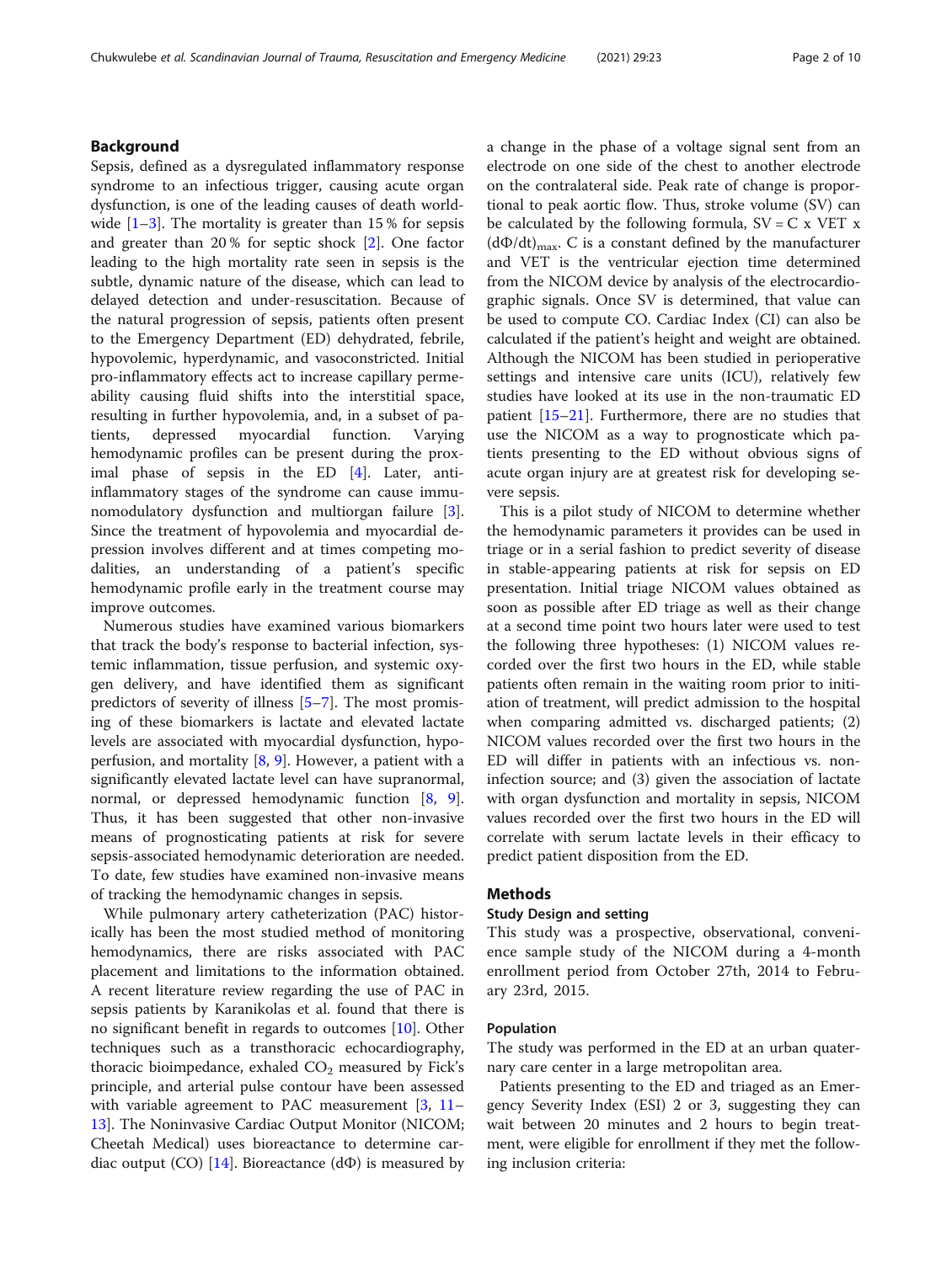## Background

Sepsis, defined as a dysregulated inflammatory response syndrome to an infectious trigger, causing acute organ dysfunction, is one of the leading causes of death worldwide [1–3]. The mortality is greater than 15 % for sepsis and greater than 20 % for septic shock [2]. One factor leading to the high mortality rate seen in sepsis is the subtle, dynamic nature of the disease, which can lead to delayed detection and under-resuscitation. Because of the natural progression of sepsis, patients often present to the Emergency Department (ED) dehydrated, febrile, hypovolemic, hyperdynamic, and vasoconstricted. Initial pro-inflammatory effects act to increase capillary permeability causing fluid shifts into the interstitial space, resulting in further hypovolemia, and, in a subset of patients, depressed myocardial function. Varying hemodynamic profiles can be present during the proximal phase of sepsis in the ED [4]. Later, anti-inflammatory stages of the syndrome can cause immunomodulatory dysfunction and multiorgan failure [3]. Since the treatment of hypovolemia and myocardial depression involves different and at times competing modalities, an understanding of a patient's specific hemodynamic profile early in the treatment course may improve outcomes.

Numerous studies have examined various biomarkers that track the body's response to bacterial infection, systemic inflammation, tissue perfusion, and systemic oxygen delivery, and have identified them as significant predictors of severity of illness [5–7]. The most promising of these biomarkers is lactate and elevated lactate levels are associated with myocardial dysfunction, hypoperfusion, and mortality [8, 9]. However, a patient with a significantly elevated lactate level can have supranormal, normal, or depressed hemodynamic function [8, 9]. Thus, it has been suggested that other non-invasive means of prognosticating patients at risk for severe sepsis-associated hemodynamic deterioration are needed. To date, few studies have examined non-invasive means of tracking the hemodynamic changes in sepsis.

While pulmonary artery catheterization (PAC) historically has been the most studied method of monitoring hemodynamics, there are risks associated with PAC placement and limitations to the information obtained. A recent literature review regarding the use of PAC in sepsis patients by Karanikolas et al. found that there is no significant benefit in regards to outcomes [10]. Other techniques such as a transthoracic echocardiography, thoracic bioimpedance, exhaled $CO_2$ measured by Fick's principle, and arterial pulse contour have been assessed with variable agreement to PAC measurement [3, 11–13]. The Noninvasive Cardiac Output Monitor (NICOM; Cheetah Medical) uses bioreactance to determine cardiac output (CO) [14]. Bioreactance ($d\Phi$) is measured by a change in the phase of a voltage signal sent from an electrode on one side of the chest to another electrode on the contralateral side. Peak rate of change is proportional to peak aortic flow. Thus, stroke volume (SV) can be calculated by the following formula, $SV = C \times VET \times (d\Phi/dt)_{max}$. C is a constant defined by the manufacturer and VET is the ventricular ejection time determined from the NICOM device by analysis of the electrocardiographic signals. Once SV is determined, that value can be used to compute CO. Cardiac Index (CI) can also be calculated if the patient's height and weight are obtained. Although the NICOM has been studied in perioperative settings and intensive care units (ICU), relatively few studies have looked at its use in the non-traumatic ED patient [15–21]. Furthermore, there are no studies that use the NICOM as a way to prognosticate which patients presenting to the ED without obvious signs of acute organ injury are at greatest risk for developing severe sepsis.

This is a pilot study of NICOM to determine whether the hemodynamic parameters it provides can be used in triage or in a serial fashion to predict severity of disease in stable-appearing patients at risk for sepsis on ED presentation. Initial triage NICOM values obtained as soon as possible after ED triage as well as their change at a second time point two hours later were used to test the following three hypotheses: (1) NICOM values recorded over the first two hours in the ED, while stable patients often remain in the waiting room prior to initiation of treatment, will predict admission to the hospital when comparing admitted vs. discharged patients; (2) NICOM values recorded over the first two hours in the ED will differ in patients with an infectious vs. non-infection source; and (3) given the association of lactate with organ dysfunction and mortality in sepsis, NICOM values recorded over the first two hours in the ED will correlate with serum lactate levels in their efficacy to predict patient disposition from the ED.

## Methods

### Study Design and setting

This study was a prospective, observational, convenience sample study of the NICOM during a 4-month enrollment period from October 27th, 2014 to February 23rd, 2015.

### Population

The study was performed in the ED at an urban quaternary care center in a large metropolitan area.

Patients presenting to the ED and triaged as an Emergency Severity Index (ESI) 2 or 3, suggesting they can wait between 20 minutes and 2 hours to begin treatment, were eligible for enrollment if they met the following inclusion criteria: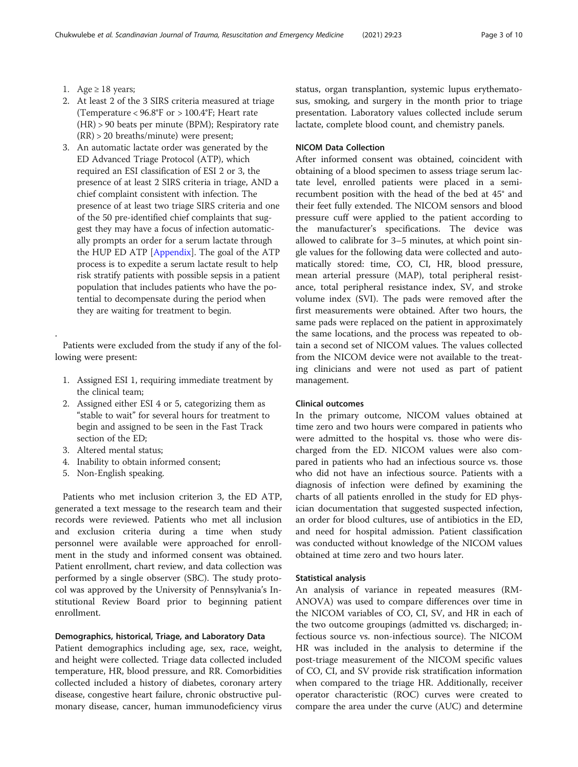1. Age ≥ 18 years;
2. At least 2 of the 3 SIRS criteria measured at triage (Temperature < 96.8°F or > 100.4°F; Heart rate (HR) > 90 beats per minute (BPM); Respiratory rate (RR) > 20 breaths/minute) were present;
3. An automatic lactate order was generated by the ED Advanced Triage Protocol (ATP), which required an ESI classification of ESI 2 or 3, the presence of at least 2 SIRS criteria in triage, AND a chief complaint consistent with infection. The presence of at least two triage SIRS criteria and one of the 50 pre-identified chief complaints that suggest they may have a focus of infection automatically prompts an order for a serum lactate through the HUP ED ATP [Appendix]. The goal of the ATP process is to expedite a serum lactate result to help risk stratify patients with possible sepsis in a patient population that includes patients who have the potential to decompensate during the period when they are waiting for treatment to begin.

Patients were excluded from the study if any of the following were present:

1. Assigned ESI 1, requiring immediate treatment by the clinical team;
2. Assigned either ESI 4 or 5, categorizing them as "stable to wait" for several hours for treatment to begin and assigned to be seen in the Fast Track section of the ED;
3. Altered mental status;
4. Inability to obtain informed consent;
5. Non-English speaking.

Patients who met inclusion criterion 3, the ED ATP, generated a text message to the research team and their records were reviewed. Patients who met all inclusion and exclusion criteria during a time when study personnel were available were approached for enrollment in the study and informed consent was obtained. Patient enrollment, chart review, and data collection was performed by a single observer (SBC). The study protocol was approved by the University of Pennsylvania's Institutional Review Board prior to beginning patient enrollment.

### Demographics, historical, Triage, and Laboratory Data

Patient demographics including age, sex, race, weight, and height were collected. Triage data collected included temperature, HR, blood pressure, and RR. Comorbidities collected included a history of diabetes, coronary artery disease, congestive heart failure, chronic obstructive pulmonary disease, cancer, human immunodeficiency virus status, organ transplantion, systemic lupus erythematosus, smoking, and surgery in the month prior to triage presentation. Laboratory values collected include serum lactate, complete blood count, and chemistry panels.

### NICOM Data Collection

After informed consent was obtained, coincident with obtaining of a blood specimen to assess triage serum lactate level, enrolled patients were placed in a semi-recumbent position with the head of the bed at 45° and their feet fully extended. The NICOM sensors and blood pressure cuff were applied to the patient according to the manufacturer's specifications. The device was allowed to calibrate for 3–5 minutes, at which point single values for the following data were collected and automatically stored: time, CO, CI, HR, blood pressure, mean arterial pressure (MAP), total peripheral resistance, total peripheral resistance index, SV, and stroke volume index (SVI). The pads were removed after the first measurements were obtained. After two hours, the same pads were replaced on the patient in approximately the same locations, and the process was repeated to obtain a second set of NICOM values. The values collected from the NICOM device were not available to the treating clinicians and were not used as part of patient management.

### Clinical outcomes

In the primary outcome, NICOM values obtained at time zero and two hours were compared in patients who were admitted to the hospital vs. those who were discharged from the ED. NICOM values were also compared in patients who had an infectious source vs. those who did not have an infectious source. Patients with a diagnosis of infection were defined by examining the charts of all patients enrolled in the study for ED physician documentation that suggested suspected infection, an order for blood cultures, use of antibiotics in the ED, and need for hospital admission. Patient classification was conducted without knowledge of the NICOM values obtained at time zero and two hours later.

### Statistical analysis

An analysis of variance in repeated measures (RM-ANOVA) was used to compare differences over time in the NICOM variables of CO, CI, SV, and HR in each of the two outcome groupings (admitted vs. discharged; infectious source vs. non-infectious source). The NICOM HR was included in the analysis to determine if the post-triage measurement of the NICOM specific values of CO, CI, and SV provide risk stratification information when compared to the triage HR. Additionally, receiver operator characteristic (ROC) curves were created to compare the area under the curve (AUC) and determine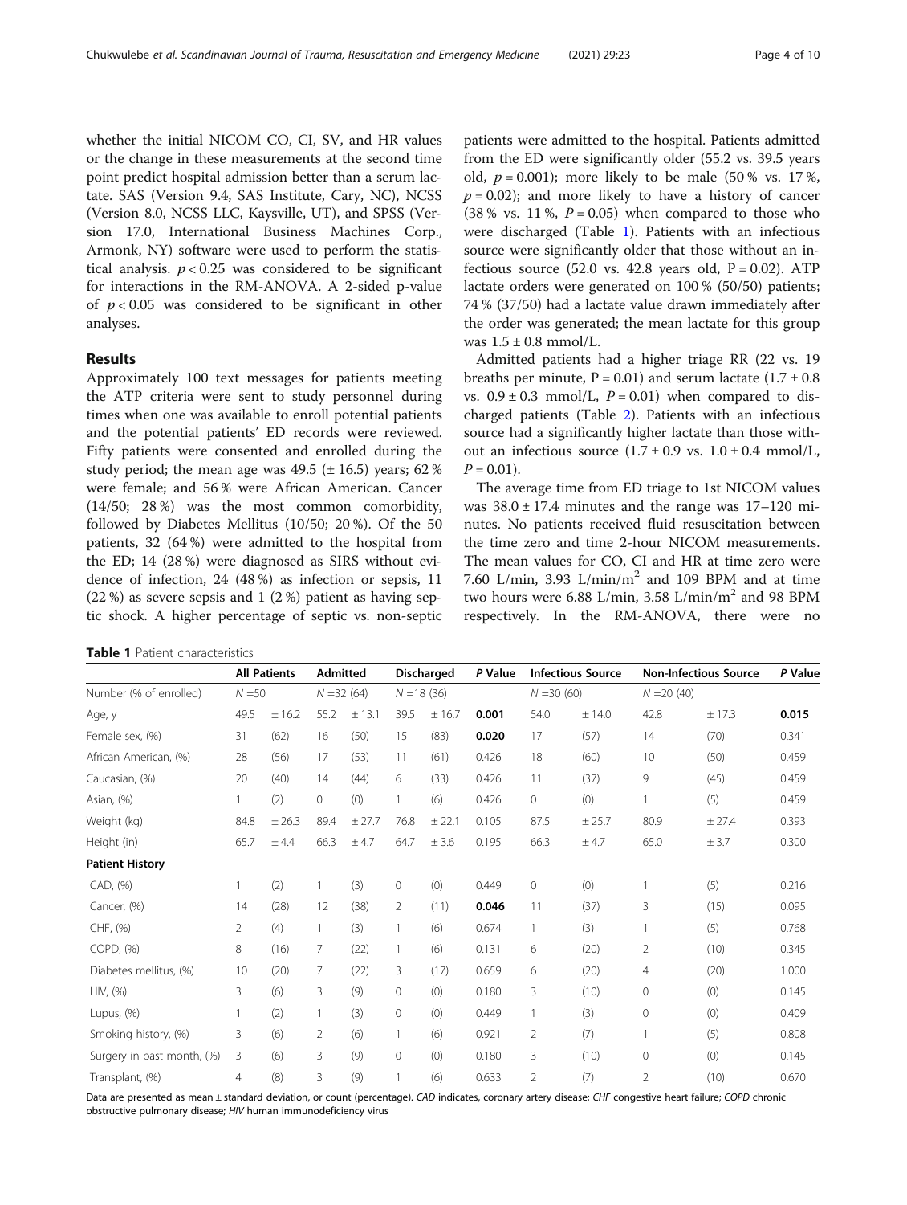whether the initial NICOM CO, CI, SV, and HR values or the change in these measurements at the second time point predict hospital admission better than a serum lactate. SAS (Version 9.4, SAS Institute, Cary, NC), NCSS (Version 8.0, NCSS LLC, Kaysville, UT), and SPSS (Version 17.0, International Business Machines Corp., Armonk, NY) software were used to perform the statistical analysis. $p < 0.25$ was considered to be significant for interactions in the RM-ANOVA. A 2-sided p-value of $p < 0.05$ was considered to be significant in other analyses.

## Results

Approximately 100 text messages for patients meeting the ATP criteria were sent to study personnel during times when one was available to enroll potential patients and the potential patients' ED records were reviewed. Fifty patients were consented and enrolled during the study period; the mean age was 49.5 (± 16.5) years; 62 % were female; and 56 % were African American. Cancer (14/50; 28 %) was the most common comorbidity, followed by Diabetes Mellitus (10/50; 20 %). Of the 50 patients, 32 (64 %) were admitted to the hospital from the ED; 14 (28 %) were diagnosed as SIRS without evidence of infection, 24 (48 %) as infection or sepsis, 11 (22 %) as severe sepsis and 1 (2 %) patient as having septic shock. A higher percentage of septic vs. non-septic patients were admitted to the hospital. Patients admitted from the ED were significantly older (55.2 vs. 39.5 years old, $p = 0.001$); more likely to be male (50 % vs. 17 %, $p = 0.02$); and more likely to have a history of cancer (38 % vs. 11 %, $P = 0.05$) when compared to those who were discharged (Table 1). Patients with an infectious source were significantly older that those without an infectious source (52.0 vs. 42.8 years old, $P = 0.02$). ATP lactate orders were generated on 100 % (50/50) patients; 74 % (37/50) had a lactate value drawn immediately after the order was generated; the mean lactate for this group was $1.5 \pm 0.8$ mmol/L.

Admitted patients had a higher triage RR (22 vs. 19 breaths per minute, $P = 0.01$) and serum lactate ($1.7 \pm 0.8$ vs. $0.9 \pm 0.3$ mmol/L, $P = 0.01$) when compared to discharged patients (Table 2). Patients with an infectious source had a significantly higher lactate than those without an infectious source ($1.7 \pm 0.9$ vs. $1.0 \pm 0.4$ mmol/L, $P = 0.01$).

The average time from ED triage to 1st NICOM values was $38.0 \pm 17.4$ minutes and the range was 17–120 minutes. No patients received fluid resuscitation between the time zero and time 2-hour NICOM measurements. The mean values for CO, CI and HR at time zero were 7.60 L/min, 3.93 L/min/m$^2$ and 109 BPM and at time two hours were 6.88 L/min, 3.58 L/min/m$^2$ and 98 BPM respectively. In the RM-ANOVA, there were no

**Table 1** Patient characteristics

| | All Patients | | Admitted | | Discharged | | P Value | Infectious Source | | Non-Infectious Source | | P Value |
|---|---|---|---|---|---|---|---|---|---|---|---|---|
| Number (% of enrolled) | N = 50 | | N = 32 (64) | | N = 18 (36) | | | N = 30 (60) | | N = 20 (40) | | |
| Age, y | 49.5 | ± 16.2 | 55.2 | ± 13.1 | 39.5 | ± 16.7 | **0.001** | 54.0 | ± 14.0 | 42.8 | ± 17.3 | **0.015** |
| Female sex, (%) | 31 | (62) | 16 | (50) | 15 | (83) | **0.020** | 17 | (57) | 14 | (70) | 0.341 |
| African American, (%) | 28 | (56) | 17 | (53) | 11 | (61) | 0.426 | 18 | (60) | 10 | (50) | 0.459 |
| Caucasian, (%) | 20 | (40) | 14 | (44) | 6 | (33) | 0.426 | 11 | (37) | 9 | (45) | 0.459 |
| Asian, (%) | 1 | (2) | 0 | (0) | 1 | (6) | 0.426 | 0 | (0) | 1 | (5) | 0.459 |
| Weight (kg) | 84.8 | ± 26.3 | 89.4 | ± 27.7 | 76.8 | ± 22.1 | 0.105 | 87.5 | ± 25.7 | 80.9 | ± 27.4 | 0.393 |
| Height (in) | 65.7 | ± 4.4 | 66.3 | ± 4.7 | 64.7 | ± 3.6 | 0.195 | 66.3 | ± 4.7 | 65.0 | ± 3.7 | 0.300 |
| **Patient History** | | | | | | | | | | | | |
| CAD, (%) | 1 | (2) | 1 | (3) | 0 | (0) | 0.449 | 0 | (0) | 1 | (5) | 0.216 |
| Cancer, (%) | 14 | (28) | 12 | (38) | 2 | (11) | **0.046** | 11 | (37) | 3 | (15) | 0.095 |
| CHF, (%) | 2 | (4) | 1 | (3) | 1 | (6) | 0.674 | 1 | (3) | 1 | (5) | 0.768 |
| COPD, (%) | 8 | (16) | 7 | (22) | 1 | (6) | 0.131 | 6 | (20) | 2 | (10) | 0.345 |
| Diabetes mellitus, (%) | 10 | (20) | 7 | (22) | 3 | (17) | 0.659 | 6 | (20) | 4 | (20) | 1.000 |
| HIV, (%) | 3 | (6) | 3 | (9) | 0 | (0) | 0.180 | 3 | (10) | 0 | (0) | 0.145 |
| Lupus, (%) | 1 | (2) | 1 | (3) | 0 | (0) | 0.449 | 1 | (3) | 0 | (0) | 0.409 |
| Smoking history, (%) | 3 | (6) | 2 | (6) | 1 | (6) | 0.921 | 2 | (7) | 1 | (5) | 0.808 |
| Surgery in past month, (%) | 3 | (6) | 3 | (9) | 0 | (0) | 0.180 | 3 | (10) | 0 | (0) | 0.145 |
| Transplant, (%) | 4 | (8) | 3 | (9) | 1 | (6) | 0.633 | 2 | (7) | 2 | (10) | 0.670 |

Data are presented as mean ± standard deviation, or count (percentage). *CAD* indicates, coronary artery disease; *CHF* congestive heart failure; *COPD* chronic obstructive pulmonary disease; *HIV* human immunodeficiency virus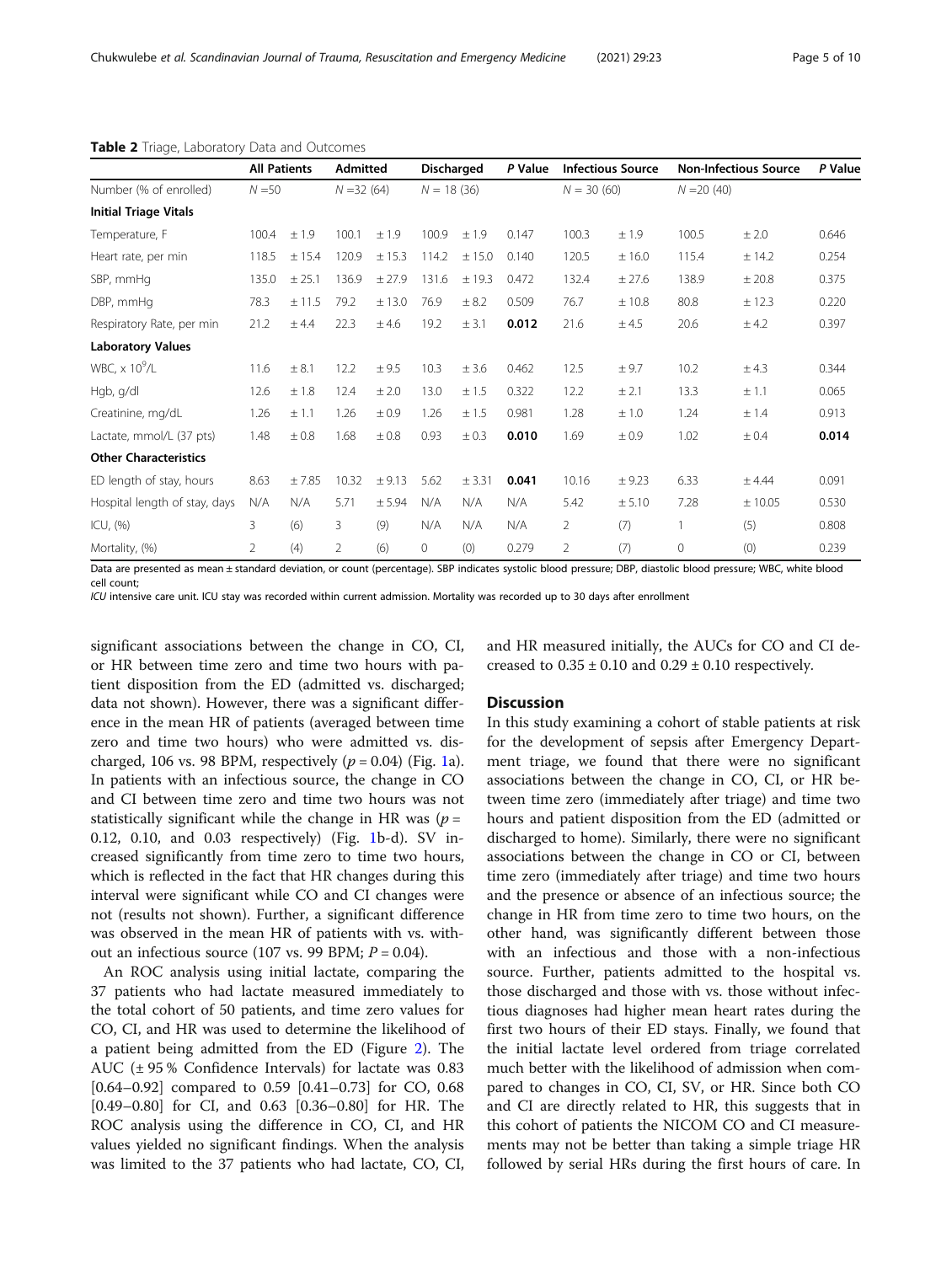**Table 2** Triage, Laboratory Data and Outcomes

| | All Patients | | Admitted | | Discharged | | P Value | Infectious Source | | Non-Infectious Source | | P Value |
|---|---|---|---|---|---|---|---|---|---|---|---|---|
| Number (% of enrolled) | N =50 | | N =32 (64) | | N = 18 (36) | | | N = 30 (60) | | N =20 (40) | | |
| **Initial Triage Vitals** | | | | | | | | | | | | |
| Temperature, F | 100.4 | ± 1.9 | 100.1 | ± 1.9 | 100.9 | ± 1.9 | 0.147 | 100.3 | ± 1.9 | 100.5 | ± 2.0 | 0.646 |
| Heart rate, per min | 118.5 | ± 15.4 | 120.9 | ± 15.3 | 114.2 | ± 15.0 | 0.140 | 120.5 | ± 16.0 | 115.4 | ± 14.2 | 0.254 |
| SBP, mmHg | 135.0 | ± 25.1 | 136.9 | ± 27.9 | 131.6 | ± 19.3 | 0.472 | 132.4 | ± 27.6 | 138.9 | ± 20.8 | 0.375 |
| DBP, mmHg | 78.3 | ± 11.5 | 79.2 | ± 13.0 | 76.9 | ± 8.2 | 0.509 | 76.7 | ± 10.8 | 80.8 | ± 12.3 | 0.220 |
| Respiratory Rate, per min | 21.2 | ± 4.4 | 22.3 | ± 4.6 | 19.2 | ± 3.1 | **0.012** | 21.6 | ± 4.5 | 20.6 | ± 4.2 | 0.397 |
| **Laboratory Values** | | | | | | | | | | | | |
| WBC, x $10^9$/L | 11.6 | ± 8.1 | 12.2 | ± 9.5 | 10.3 | ± 3.6 | 0.462 | 12.5 | ± 9.7 | 10.2 | ± 4.3 | 0.344 |
| Hgb, g/dl | 12.6 | ± 1.8 | 12.4 | ± 2.0 | 13.0 | ± 1.5 | 0.322 | 12.2 | ± 2.1 | 13.3 | ± 1.1 | 0.065 |
| Creatinine, mg/dL | 1.26 | ± 1.1 | 1.26 | ± 0.9 | 1.26 | ± 1.5 | 0.981 | 1.28 | ± 1.0 | 1.24 | ± 1.4 | 0.913 |
| Lactate, mmol/L (37 pts) | 1.48 | ± 0.8 | 1.68 | ± 0.8 | 0.93 | ± 0.3 | **0.010** | 1.69 | ± 0.9 | 1.02 | ± 0.4 | **0.014** |
| **Other Characteristics** | | | | | | | | | | | | |
| ED length of stay, hours | 8.63 | ± 7.85 | 10.32 | ± 9.13 | 5.62 | ± 3.31 | **0.041** | 10.16 | ± 9.23 | 6.33 | ± 4.44 | 0.091 |
| Hospital length of stay, days | N/A | N/A | 5.71 | ± 5.94 | N/A | N/A | N/A | 5.42 | ± 5.10 | 7.28 | ± 10.05 | 0.530 |
| ICU, (%) | 3 | (6) | 3 | (9) | N/A | N/A | N/A | 2 | (7) | 1 | (5) | 0.808 |
| Mortality, (%) | 2 | (4) | 2 | (6) | 0 | (0) | 0.279 | 2 | (7) | 0 | (0) | 0.239 |

Data are presented as mean ± standard deviation, or count (percentage). SBP indicates systolic blood pressure; DBP, diastolic blood pressure; WBC, white blood cell count;
*ICU* intensive care unit. ICU stay was recorded within current admission. Mortality was recorded up to 30 days after enrollment

significant associations between the change in CO, CI, or HR between time zero and time two hours with patient disposition from the ED (admitted vs. discharged; data not shown). However, there was a significant difference in the mean HR of patients (averaged between time zero and time two hours) who were admitted vs. discharged, 106 vs. 98 BPM, respectively ($p = 0.04$) (Fig. 1a). In patients with an infectious source, the change in CO and CI between time zero and time two hours was not statistically significant while the change in HR was ($p =$ 0.12, 0.10, and 0.03 respectively) (Fig. 1b-d). SV increased significantly from time zero to time two hours, which is reflected in the fact that HR changes during this interval were significant while CO and CI changes were not (results not shown). Further, a significant difference was observed in the mean HR of patients with vs. without an infectious source (107 vs. 99 BPM; $P = 0.04$).

An ROC analysis using initial lactate, comparing the 37 patients who had lactate measured immediately to the total cohort of 50 patients, and time zero values for CO, CI, and HR was used to determine the likelihood of a patient being admitted from the ED (Figure 2). The AUC (± 95 % Confidence Intervals) for lactate was 0.83 [0.64–0.92] compared to 0.59 [0.41–0.73] for CO, 0.68 [0.49–0.80] for CI, and 0.63 [0.36–0.80] for HR. The ROC analysis using the difference in CO, CI, and HR values yielded no significant findings. When the analysis was limited to the 37 patients who had lactate, CO, CI, and HR measured initially, the AUCs for CO and CI decreased to 0.35 ± 0.10 and 0.29 ± 0.10 respectively.

## Discussion

In this study examining a cohort of stable patients at risk for the development of sepsis after Emergency Department triage, we found that there were no significant associations between the change in CO, CI, or HR between time zero (immediately after triage) and time two hours and patient disposition from the ED (admitted or discharged to home). Similarly, there were no significant associations between the change in CO or CI, between time zero (immediately after triage) and time two hours and the presence or absence of an infectious source; the change in HR from time zero to time two hours, on the other hand, was significantly different between those with an infectious and those with a non-infectious source. Further, patients admitted to the hospital vs. those discharged and those with vs. those without infectious diagnoses had higher mean heart rates during the first two hours of their ED stays. Finally, we found that the initial lactate level ordered from triage correlated much better with the likelihood of admission when compared to changes in CO, CI, SV, or HR. Since both CO and CI are directly related to HR, this suggests that in this cohort of patients the NICOM CO and CI measurements may not be better than taking a simple triage HR followed by serial HRs during the first hours of care. In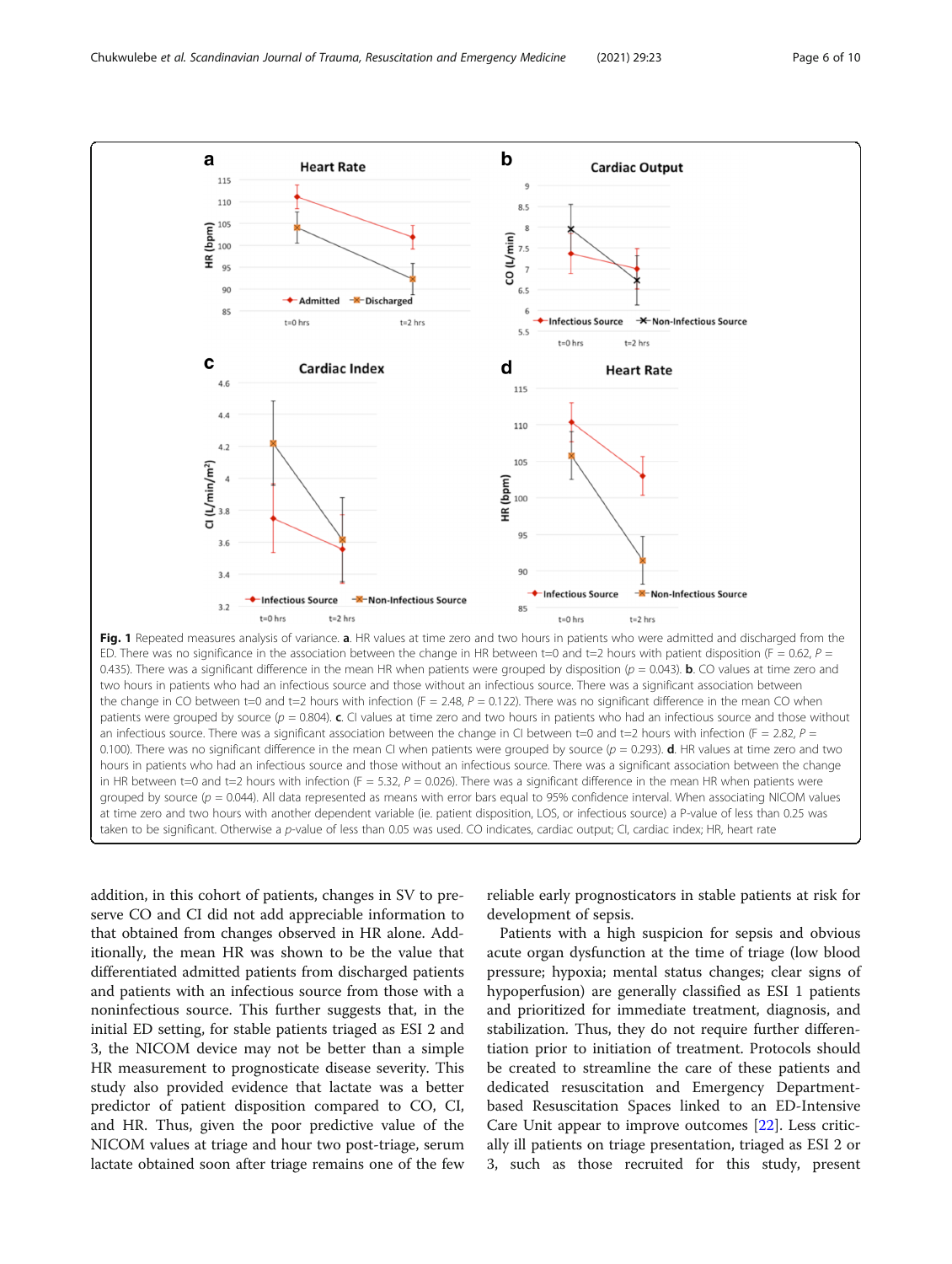**Fig. 1** Repeated measures analysis of variance. **a**. HR values at time zero and two hours in patients who were admitted and discharged from the ED. There was no significance in the association between the change in HR between t=0 and t=2 hours with patient disposition ($F = 0.62$, $P = 0.435$). There was a significant difference in the mean HR when patients were grouped by disposition ($p = 0.043$). **b**. CO values at time zero and two hours in patients who had an infectious source and those without an infectious source. There was a significant association between the change in CO between t=0 and t=2 hours with infection ($F = 2.48$, $P = 0.122$). There was no significant difference in the mean CO when patients were grouped by source ($p = 0.804$). **c**. CI values at time zero and two hours in patients who had an infectious source and those without an infectious source. There was a significant association between the change in CI between t=0 and t=2 hours with infection ($F = 2.82$, $P = 0.100$). There was no significant difference in the mean CI when patients were grouped by source ($p = 0.293$). **d**. HR values at time zero and two hours in patients who had an infectious source and those without an infectious source. There was a significant association between the change in HR between t=0 and t=2 hours with infection ($F = 5.32$, $P = 0.026$). There was a significant difference in the mean HR when patients were grouped by source ($p = 0.044$). All data represented as means with error bars equal to 95% confidence interval. When associating NICOM values at time zero and two hours with another dependent variable (ie. patient disposition, LOS, or infectious source) a P-value of less than 0.25 was taken to be significant. Otherwise a $p$-value of less than 0.05 was used. CO indicates, cardiac output; CI, cardiac index; HR, heart rate

addition, in this cohort of patients, changes in SV to preserve CO and CI did not add appreciable information to that obtained from changes observed in HR alone. Additionally, the mean HR was shown to be the value that differentiated admitted patients from discharged patients and patients with an infectious source from those with a noninfectious source. This further suggests that, in the initial ED setting, for stable patients triaged as ESI 2 and 3, the NICOM device may not be better than a simple HR measurement to prognosticate disease severity. This study also provided evidence that lactate was a better predictor of patient disposition compared to CO, CI, and HR. Thus, given the poor predictive value of the NICOM values at triage and hour two post-triage, serum lactate obtained soon after triage remains one of the few reliable early prognosticators in stable patients at risk for development of sepsis.

Patients with a high suspicion for sepsis and obvious acute organ dysfunction at the time of triage (low blood pressure; hypoxia; mental status changes; clear signs of hypoperfusion) are generally classified as ESI 1 patients and prioritized for immediate treatment, diagnosis, and stabilization. Thus, they do not require further differentiation prior to initiation of treatment. Protocols should be created to streamline the care of these patients and dedicated resuscitation and Emergency Department-based Resuscitation Spaces linked to an ED-Intensive Care Unit appear to improve outcomes [22]. Less critically ill patients on triage presentation, triaged as ESI 2 or 3, such as those recruited for this study, present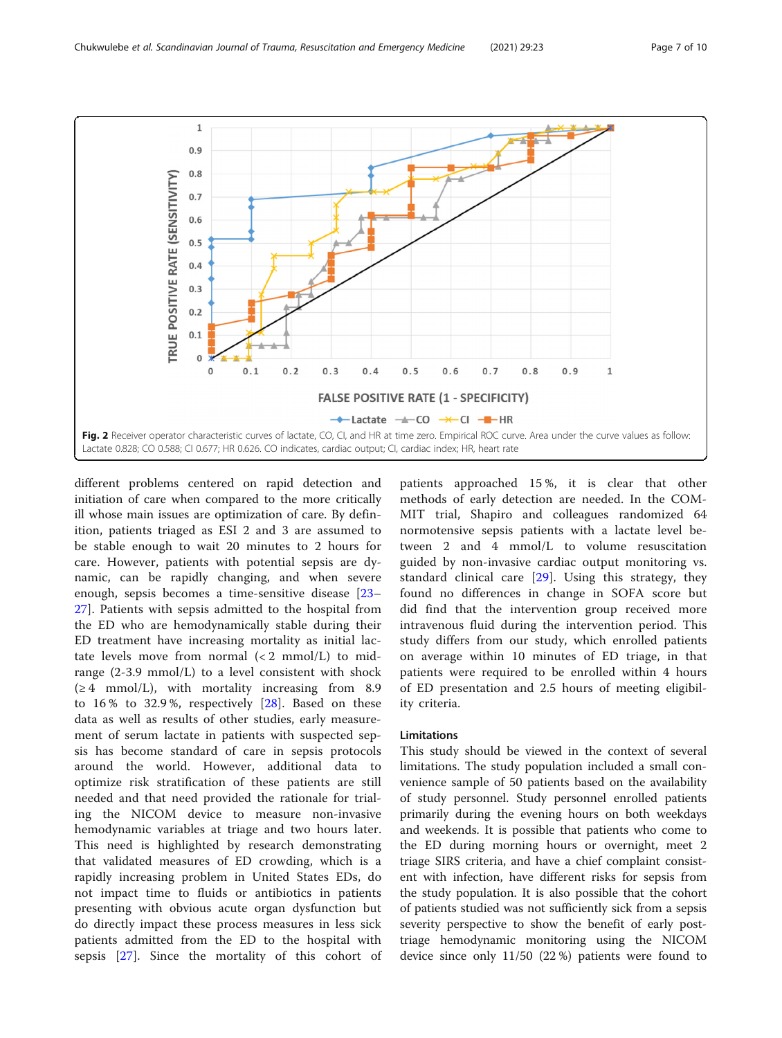Fig. 2 Receiver operator characteristic curves of lactate, CO, CI, and HR at time zero. Empirical ROC curve. Area under the curve values as follow: Lactate 0.828; CO 0.588; CI 0.677; HR 0.626. CO indicates, cardiac output; CI, cardiac index; HR, heart rate

different problems centered on rapid detection and initiation of care when compared to the more critically ill whose main issues are optimization of care. By definition, patients triaged as ESI 2 and 3 are assumed to be stable enough to wait 20 minutes to 2 hours for care. However, patients with potential sepsis are dynamic, can be rapidly changing, and when severe enough, sepsis becomes a time-sensitive disease [23–27]. Patients with sepsis admitted to the hospital from the ED who are hemodynamically stable during their ED treatment have increasing mortality as initial lactate levels move from normal (< 2 mmol/L) to mid-range (2-3.9 mmol/L) to a level consistent with shock (≥ 4 mmol/L), with mortality increasing from 8.9 to 16 % to 32.9 %, respectively [28]. Based on these data as well as results of other studies, early measurement of serum lactate in patients with suspected sepsis has become standard of care in sepsis protocols around the world. However, additional data to optimize risk stratification of these patients are still needed and that need provided the rationale for trialing the NICOM device to measure non-invasive hemodynamic variables at triage and two hours later. This need is highlighted by research demonstrating that validated measures of ED crowding, which is a rapidly increasing problem in United States EDs, do not impact time to fluids or antibiotics in patients presenting with obvious acute organ dysfunction but do directly impact these process measures in less sick patients admitted from the ED to the hospital with sepsis [27]. Since the mortality of this cohort of patients approached 15 %, it is clear that other methods of early detection are needed. In the COMMIT trial, Shapiro and colleagues randomized 64 normotensive sepsis patients with a lactate level between 2 and 4 mmol/L to volume resuscitation guided by non-invasive cardiac output monitoring vs. standard clinical care [29]. Using this strategy, they found no differences in change in SOFA score but did find that the intervention group received more intravenous fluid during the intervention period. This study differs from our study, which enrolled patients on average within 10 minutes of ED triage, in that patients were required to be enrolled within 4 hours of ED presentation and 2.5 hours of meeting eligibility criteria.

### Limitations

This study should be viewed in the context of several limitations. The study population included a small convenience sample of 50 patients based on the availability of study personnel. Study personnel enrolled patients primarily during the evening hours on both weekdays and weekends. It is possible that patients who come to the ED during morning hours or overnight, meet 2 triage SIRS criteria, and have a chief complaint consistent with infection, have different risks for sepsis from the study population. It is also possible that the cohort of patients studied was not sufficiently sick from a sepsis severity perspective to show the benefit of early post-triage hemodynamic monitoring using the NICOM device since only 11/50 (22 %) patients were found to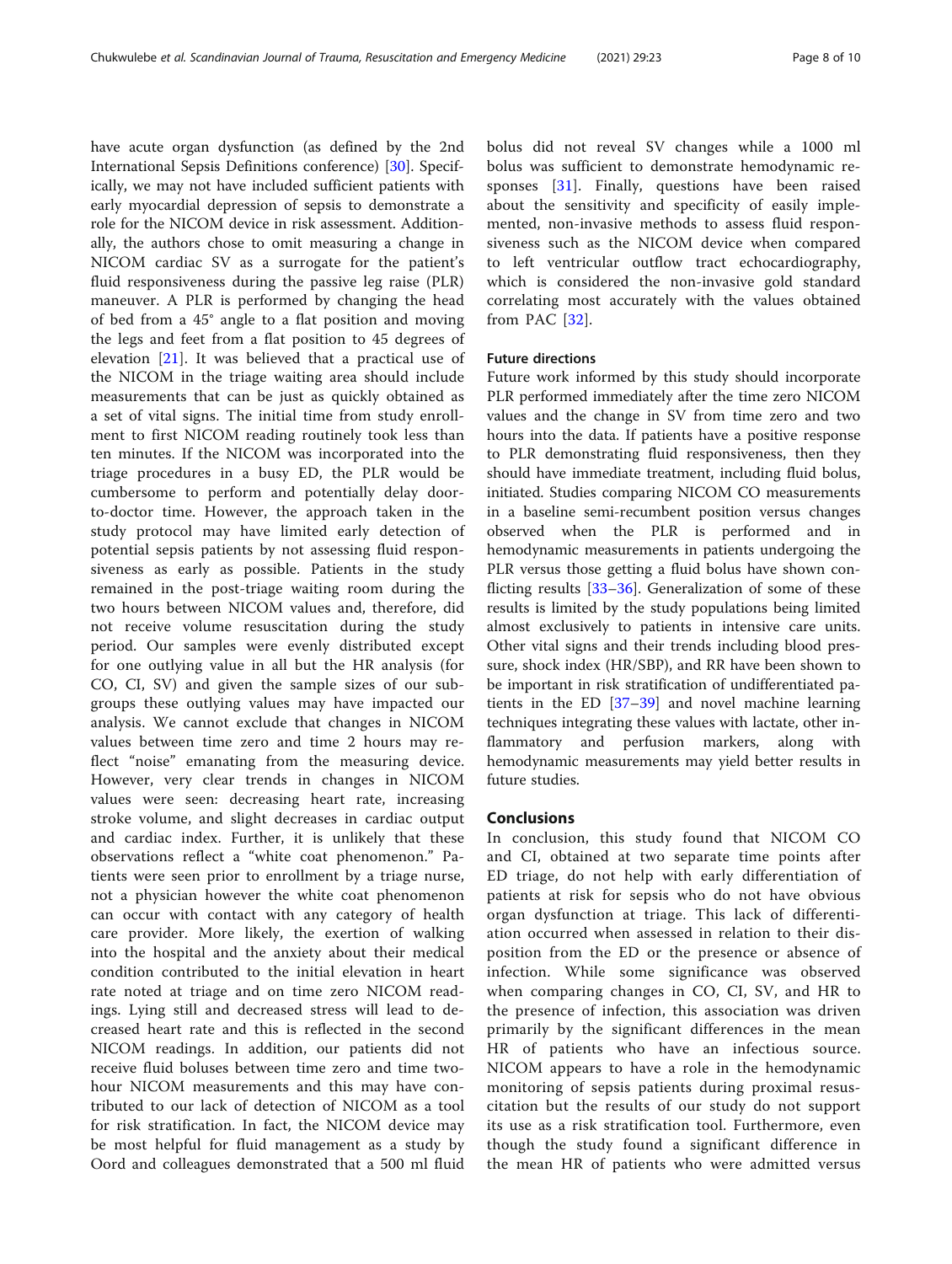have acute organ dysfunction (as defined by the 2nd International Sepsis Definitions conference) [30]. Specifically, we may not have included sufficient patients with early myocardial depression of sepsis to demonstrate a role for the NICOM device in risk assessment. Additionally, the authors chose to omit measuring a change in NICOM cardiac SV as a surrogate for the patient's fluid responsiveness during the passive leg raise (PLR) maneuver. A PLR is performed by changing the head of bed from a 45° angle to a flat position and moving the legs and feet from a flat position to 45 degrees of elevation [21]. It was believed that a practical use of the NICOM in the triage waiting area should include measurements that can be just as quickly obtained as a set of vital signs. The initial time from study enrollment to first NICOM reading routinely took less than ten minutes. If the NICOM was incorporated into the triage procedures in a busy ED, the PLR would be cumbersome to perform and potentially delay door-to-doctor time. However, the approach taken in the study protocol may have limited early detection of potential sepsis patients by not assessing fluid responsiveness as early as possible. Patients in the study remained in the post-triage waiting room during the two hours between NICOM values and, therefore, did not receive volume resuscitation during the study period. Our samples were evenly distributed except for one outlying value in all but the HR analysis (for CO, CI, SV) and given the sample sizes of our subgroups these outlying values may have impacted our analysis. We cannot exclude that changes in NICOM values between time zero and time 2 hours may reflect "noise" emanating from the measuring device. However, very clear trends in changes in NICOM values were seen: decreasing heart rate, increasing stroke volume, and slight decreases in cardiac output and cardiac index. Further, it is unlikely that these observations reflect a "white coat phenomenon." Patients were seen prior to enrollment by a triage nurse, not a physician however the white coat phenomenon can occur with contact with any category of health care provider. More likely, the exertion of walking into the hospital and the anxiety about their medical condition contributed to the initial elevation in heart rate noted at triage and on time zero NICOM readings. Lying still and decreased stress will lead to decreased heart rate and this is reflected in the second NICOM readings. In addition, our patients did not receive fluid boluses between time zero and time two-hour NICOM measurements and this may have contributed to our lack of detection of NICOM as a tool for risk stratification. In fact, the NICOM device may be most helpful for fluid management as a study by Oord and colleagues demonstrated that a 500 ml fluid bolus did not reveal SV changes while a 1000 ml bolus was sufficient to demonstrate hemodynamic responses [31]. Finally, questions have been raised about the sensitivity and specificity of easily implemented, non-invasive methods to assess fluid responsiveness such as the NICOM device when compared to left ventricular outflow tract echocardiography, which is considered the non-invasive gold standard correlating most accurately with the values obtained from PAC [32].

### Future directions

Future work informed by this study should incorporate PLR performed immediately after the time zero NICOM values and the change in SV from time zero and two hours into the data. If patients have a positive response to PLR demonstrating fluid responsiveness, then they should have immediate treatment, including fluid bolus, initiated. Studies comparing NICOM CO measurements in a baseline semi-recumbent position versus changes observed when the PLR is performed and in hemodynamic measurements in patients undergoing the PLR versus those getting a fluid bolus have shown conflicting results [33–36]. Generalization of some of these results is limited by the study populations being limited almost exclusively to patients in intensive care units. Other vital signs and their trends including blood pressure, shock index (HR/SBP), and RR have been shown to be important in risk stratification of undifferentiated patients in the ED [37–39] and novel machine learning techniques integrating these values with lactate, other inflammatory and perfusion markers, along with hemodynamic measurements may yield better results in future studies.

## Conclusions

In conclusion, this study found that NICOM CO and CI, obtained at two separate time points after ED triage, do not help with early differentiation of patients at risk for sepsis who do not have obvious organ dysfunction at triage. This lack of differentiation occurred when assessed in relation to their disposition from the ED or the presence or absence of infection. While some significance was observed when comparing changes in CO, CI, SV, and HR to the presence of infection, this association was driven primarily by the significant differences in the mean HR of patients who have an infectious source. NICOM appears to have a role in the hemodynamic monitoring of sepsis patients during proximal resuscitation but the results of our study do not support its use as a risk stratification tool. Furthermore, even though the study found a significant difference in the mean HR of patients who were admitted versus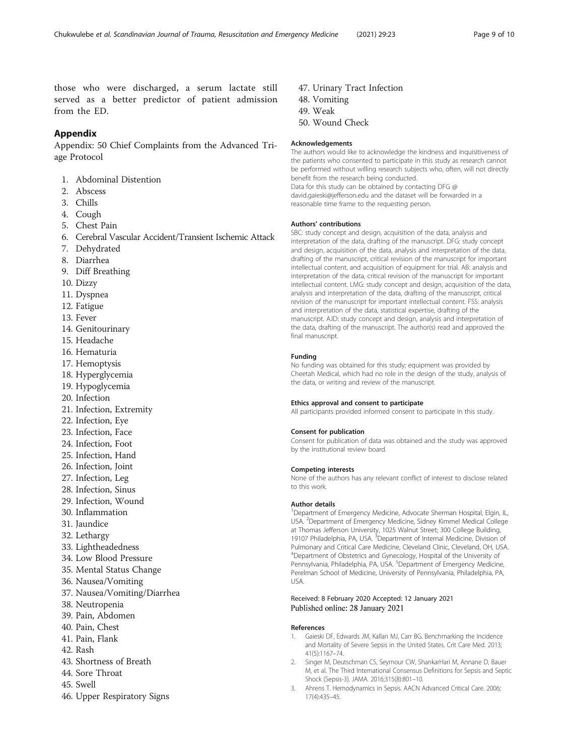those who were discharged, a serum lactate still served as a better predictor of patient admission from the ED.

## Appendix

Appendix: 50 Chief Complaints from the Advanced Triage Protocol

1. Abdominal Distention
2. Abscess
3. Chills
4. Cough
5. Chest Pain
6. Cerebral Vascular Accident/Transient Ischemic Attack
7. Dehydrated
8. Diarrhea
9. Diff Breathing
10. Dizzy
11. Dyspnea
12. Fatigue
13. Fever
14. Genitourinary
15. Headache
16. Hematuria
17. Hemoptysis
18. Hyperglycemia
19. Hypoglycemia
20. Infection
21. Infection, Extremity
22. Infection, Eye
23. Infection, Face
24. Infection, Foot
25. Infection, Hand
26. Infection, Joint
27. Infection, Leg
28. Infection, Sinus
29. Infection, Wound
30. Inflammation
31. Jaundice
32. Lethargy
33. Lightheadedness
34. Low Blood Pressure
35. Mental Status Change
36. Nausea/Vomiting
37. Nausea/Vomiting/Diarrhea
38. Neutropenia
39. Pain, Abdomen
40. Pain, Chest
41. Pain, Flank
42. Rash
43. Shortness of Breath
44. Sore Throat
45. Swell
46. Upper Respiratory Signs
47. Urinary Tract Infection
48. Vomiting
49. Weak
50. Wound Check

### Acknowledgements

The authors would like to acknowledge the kindness and inquisitiveness of the patients who consented to participate in this study as research cannot be performed without willing research subjects who, often, will not directly benefit from the research being conducted.

Data for this study can be obtained by contacting DFG @ david.gaieski@jefferson.edu and the dataset will be forwarded in a reasonable time frame to the requesting person.

### Authors' contributions

SBC: study concept and design, acquisition of the data, analysis and interpretation of the data, drafting of the manuscript. DFG: study concept and design, acquisition of the data, analysis and interpretation of the data, drafting of the manuscript, critical revision of the manuscript for important intellectual content, and acquisition of equipment for trial. AB: analysis and interpretation of the data, critical revision of the manuscript for important intellectual content. LMG: study concept and design, acquisition of the data, analysis and interpretation of the data, drafting of the manuscript, critical revision of the manuscript for important intellectual content. FSS: analysis and interpretation of the data, statistical expertise, drafting of the manuscript. AJD: study concept and design, analysis and interpretation of the data, drafting of the manuscript. The author(s) read and approved the final manuscript.

### Funding

No funding was obtained for this study; equipment was provided by Cheetah Medical, which had no role in the design of the study, analysis of the data, or writing and review of the manuscript.

### Ethics approval and consent to participate

All participants provided informed consent to participate in this study.

### Consent for publication

Consent for publication of data was obtained and the study was approved by the institutional review board.

### Competing interests

None of the authors has any relevant conflict of interest to disclose related to this work.

### Author details

[1]Department of Emergency Medicine, Advocate Sherman Hospital, Elgin, IL, USA. [2]Department of Emergency Medicine, Sidney Kimmel Medical College at Thomas Jefferson University, 1025 Walnut Street; 300 College Building, 19107 Philadelphia, PA, USA. [3]Department of Internal Medicine, Division of Pulmonary and Critical Care Medicine, Cleveland Clinic, Cleveland, OH, USA. [4]Department of Obstetrics and Gynecology, Hospital of the University of Pennsylvania, Philadelphia, PA, USA. [5]Department of Emergency Medicine, Perelman School of Medicine, University of Pennsylvania, Philadelphia, PA, USA.

Received: 8 February 2020 Accepted: 12 January 2021
Published online: 28 January 2021

### References

1. Gaieski DF, Edwards JM, Kallan MJ, Carr BG. Benchmarking the Incidence and Mortality of Severe Sepsis in the United States. Crit Care Med. 2013; 41(5):1167–74.
2. Singer M, Deutschman CS, Seymour CW, ShankarHari M, Annane D, Bauer M, et al. The Third International Consensus Definitions for Sepsis and Septic Shock (Sepsis-3). JAMA. 2016;315(8):801–10.
3. Ahrens T. Hemodynamics in Sepsis. AACN Advanced Critical Care. 2006; 17(4):435–45.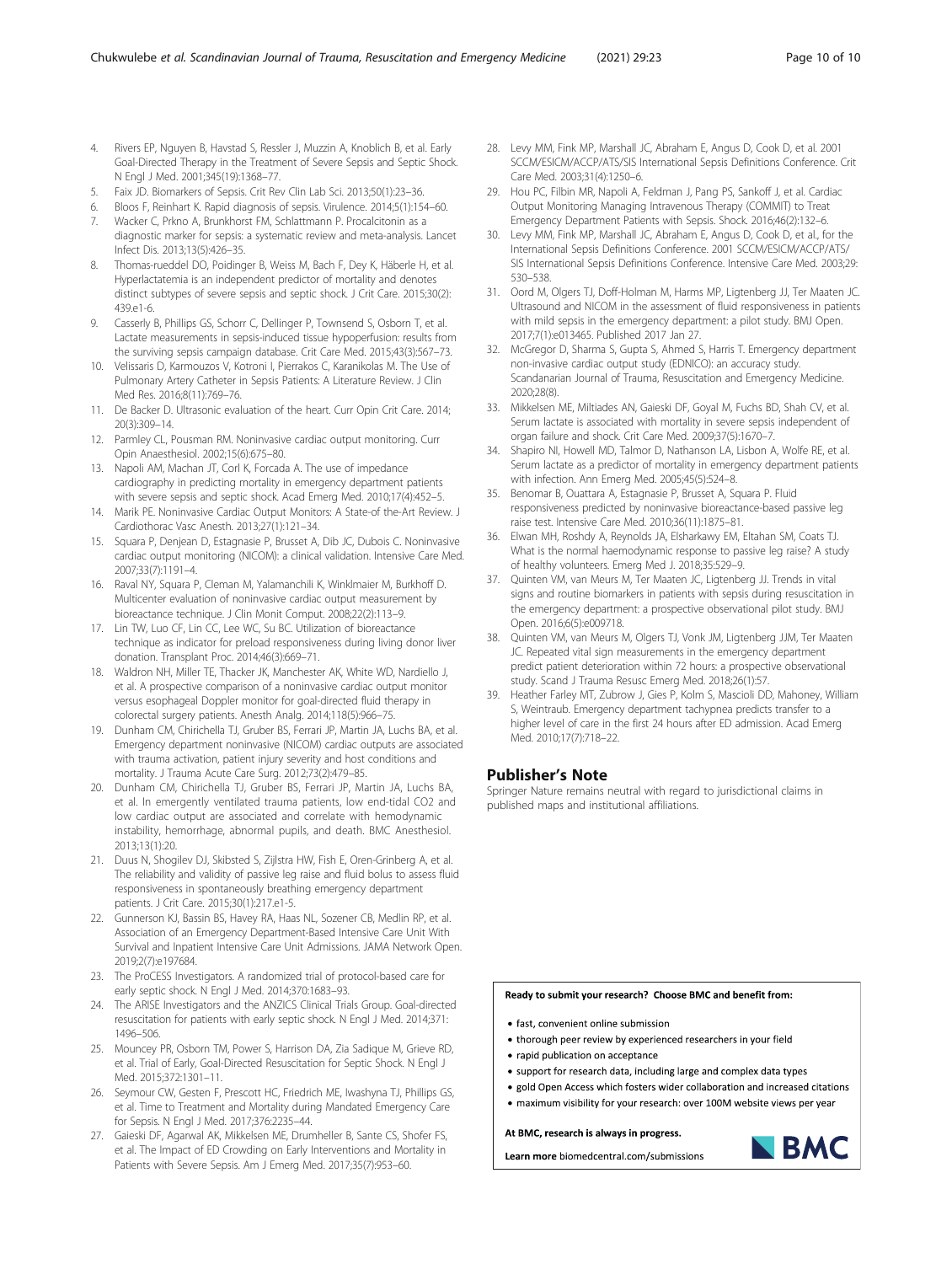4. Rivers EP, Nguyen B, Havstad S, Ressler J, Muzzin A, Knoblich B, et al. Early Goal-Directed Therapy in the Treatment of Severe Sepsis and Septic Shock. N Engl J Med. 2001;345(19):1368–77.
5. Faix JD. Biomarkers of Sepsis. Crit Rev Clin Lab Sci. 2013;50(1):23–36.
6. Bloos F, Reinhart K. Rapid diagnosis of sepsis. Virulence. 2014;5(1):154–60.
7. Wacker C, Prkno A, Brunkhorst FM, Schlattmann P. Procalcitonin as a diagnostic marker for sepsis: a systematic review and meta-analysis. Lancet Infect Dis. 2013;13(5):426–35.
8. Thomas-rueddel DO, Poidinger B, Weiss M, Bach F, Dey K, Häberle H, et al. Hyperlactatemia is an independent predictor of mortality and denotes distinct subtypes of severe sepsis and septic shock. J Crit Care. 2015;30(2): 439.e1-6.
9. Casserly B, Phillips GS, Schorr C, Dellinger P, Townsend S, Osborn T, et al. Lactate measurements in sepsis-induced tissue hypoperfusion: results from the surviving sepsis campaign database. Crit Care Med. 2015;43(3):567–73.
10. Velissaris D, Karmouzos V, Kotroni I, Pierrakos C, Karanikolas M. The Use of Pulmonary Artery Catheter in Sepsis Patients: A Literature Review. J Clin Med Res. 2016;8(11):769–76.
11. De Backer D. Ultrasonic evaluation of the heart. Curr Opin Crit Care. 2014; 20(3):309–14.
12. Parmley CL, Pousman RM. Noninvasive cardiac output monitoring. Curr Opin Anaesthesiol. 2002;15(6):675–80.
13. Napoli AM, Machan JT, Corl K, Forcada A. The use of impedance cardiography in predicting mortality in emergency department patients with severe sepsis and septic shock. Acad Emerg Med. 2010;17(4):452–5.
14. Marik PE. Noninvasive Cardiac Output Monitors: A State-of the-Art Review. J Cardiothorac Vasc Anesth. 2013;27(1):121–34.
15. Squara P, Denjean D, Estagnasie P, Brusset A, Dib JC, Dubois C. Noninvasive cardiac output monitoring (NICOM): a clinical validation. Intensive Care Med. 2007;33(7):1191–4.
16. Raval NY, Squara P, Cleman M, Yalamanchili K, Winklmaier M, Burkhoff D. Multicenter evaluation of noninvasive cardiac output measurement by bioreactance technique. J Clin Monit Comput. 2008;22(2):113–9.
17. Lin TW, Luo CF, Lin CC, Lee WC, Su BC. Utilization of bioreactance technique as indicator for preload responsiveness during living donor liver donation. Transplant Proc. 2014;46(3):669–71.
18. Waldron NH, Miller TE, Thacker JK, Manchester AK, White WD, Nardiello J, et al. A prospective comparison of a noninvasive cardiac output monitor versus esophageal Doppler monitor for goal-directed fluid therapy in colorectal surgery patients. Anesth Analg. 2014;118(5):966–75.
19. Dunham CM, Chirichella TJ, Gruber BS, Ferrari JP, Martin JA, Luchs BA, et al. Emergency department noninvasive (NICOM) cardiac outputs are associated with trauma activation, patient injury severity and host conditions and mortality. J Trauma Acute Care Surg. 2012;73(2):479–85.
20. Dunham CM, Chirichella TJ, Gruber BS, Ferrari JP, Martin JA, Luchs BA, et al. In emergently ventilated trauma patients, low end-tidal CO2 and low cardiac output are associated and correlate with hemodynamic instability, hemorrhage, abnormal pupils, and death. BMC Anesthesiol. 2013;13(1):20.
21. Duus N, Shogilev DJ, Skibsted S, Zijlstra HW, Fish E, Oren-Grinberg A, et al. The reliability and validity of passive leg raise and fluid bolus to assess fluid responsiveness in spontaneously breathing emergency department patients. J Crit Care. 2015;30(1):217.e1-5.
22. Gunnerson KJ, Bassin BS, Havey RA, Haas NL, Sozener CB, Medlin RP, et al. Association of an Emergency Department-Based Intensive Care Unit With Survival and Inpatient Intensive Care Unit Admissions. JAMA Network Open. 2019;2(7):e197684.
23. The ProCESS Investigators. A randomized trial of protocol-based care for early septic shock. N Engl J Med. 2014;370:1683–93.
24. The ARISE Investigators and the ANZICS Clinical Trials Group. Goal-directed resuscitation for patients with early septic shock. N Engl J Med. 2014;371: 1496–506.
25. Mouncey PR, Osborn TM, Power S, Harrison DA, Zia Sadique M, Grieve RD, et al. Trial of Early, Goal-Directed Resuscitation for Septic Shock. N Engl J Med. 2015;372:1301–11.
26. Seymour CW, Gesten F, Prescott HC, Friedrich ME, Iwashyna TJ, Phillips GS, et al. Time to Treatment and Mortality during Mandated Emergency Care for Sepsis. N Engl J Med. 2017;376:2235–44.
27. Gaieski DF, Agarwal AK, Mikkelsen ME, Drumheller B, Sante CS, Shofer FS, et al. The Impact of ED Crowding on Early Interventions and Mortality in Patients with Severe Sepsis. Am J Emerg Med. 2017;35(7):953–60.
28. Levy MM, Fink MP, Marshall JC, Abraham E, Angus D, Cook D, et al. 2001 SCCM/ESICM/ACCP/ATS/SIS International Sepsis Definitions Conference. Crit Care Med. 2003;31(4):1250–6.
29. Hou PC, Filbin MR, Napoli A, Feldman J, Pang PS, Sankoff J, et al. Cardiac Output Monitoring Managing Intravenous Therapy (COMMIT) to Treat Emergency Department Patients with Sepsis. Shock. 2016;46(2):132–6.
30. Levy MM, Fink MP, Marshall JC, Abraham E, Angus D, Cook D, et al., for the International Sepsis Definitions Conference. 2001 SCCM/ESICM/ACCP/ATS/ SIS International Sepsis Definitions Conference. Intensive Care Med. 2003;29: 530–538.
31. Oord M, Olgers TJ, Doff-Holman M, Harms MP, Ligtenberg JJ, Ter Maaten JC. Ultrasound and NICOM in the assessment of fluid responsiveness in patients with mild sepsis in the emergency department: a pilot study. BMJ Open. 2017;7(1):e013465. Published 2017 Jan 27.
32. McGregor D, Sharma S, Gupta S, Ahmed S, Harris T. Emergency department non-invasive cardiac output study (EDNICO): an accuracy study. Scandanarian Journal of Trauma, Resuscitation and Emergency Medicine. 2020;28(8).
33. Mikkelsen ME, Miltiades AN, Gaieski DF, Goyal M, Fuchs BD, Shah CV, et al. Serum lactate is associated with mortality in severe sepsis independent of organ failure and shock. Crit Care Med. 2009;37(5):1670–7.
34. Shapiro NI, Howell MD, Talmor D, Nathanson LA, Lisbon A, Wolfe RE, et al. Serum lactate as a predictor of mortality in emergency department patients with infection. Ann Emerg Med. 2005;45(5):524–8.
35. Benomar B, Ouattara A, Estagnasie P, Brusset A, Squara P. Fluid responsiveness predicted by noninvasive bioreactance-based passive leg raise test. Intensive Care Med. 2010;36(11):1875–81.
36. Elwan MH, Roshdy A, Reynolds JA, Elsharkawy EM, Eltahan SM, Coats TJ. What is the normal haemodynamic response to passive leg raise? A study of healthy volunteers. Emerg Med J. 2018;35:529–9.
37. Quinten VM, van Meurs M, Ter Maaten JC, Ligtenberg JJ. Trends in vital signs and routine biomarkers in patients with sepsis during resuscitation in the emergency department: a prospective observational pilot study. BMJ Open. 2016;6(5):e009718.
38. Quinten VM, van Meurs M, Olgers TJ, Vonk JM, Ligtenberg JJM, Ter Maaten JC. Repeated vital sign measurements in the emergency department predict patient deterioration within 72 hours: a prospective observational study. Scand J Trauma Resusc Emerg Med. 2018;26(1):57.
39. Heather Farley MT, Zubrow J, Gies P, Kolm S, Mascioli DD, Mahoney, William S, Weintraub. Emergency department tachypnea predicts transfer to a higher level of care in the first 24 hours after ED admission. Acad Emerg Med. 2010;17(7):718–22.

## Publisher's Note

Springer Nature remains neutral with regard to jurisdictional claims in published maps and institutional affiliations.

**Ready to submit your research? Choose BMC and benefit from:**

- fast, convenient online submission
- thorough peer review by experienced researchers in your field
- rapid publication on acceptance
- support for research data, including large and complex data types
- gold Open Access which fosters wider collaboration and increased citations
- maximum visibility for your research: over 100M website views per year

**At BMC, research is always in progress.**

**Learn more** biomedcentral.com/submissions